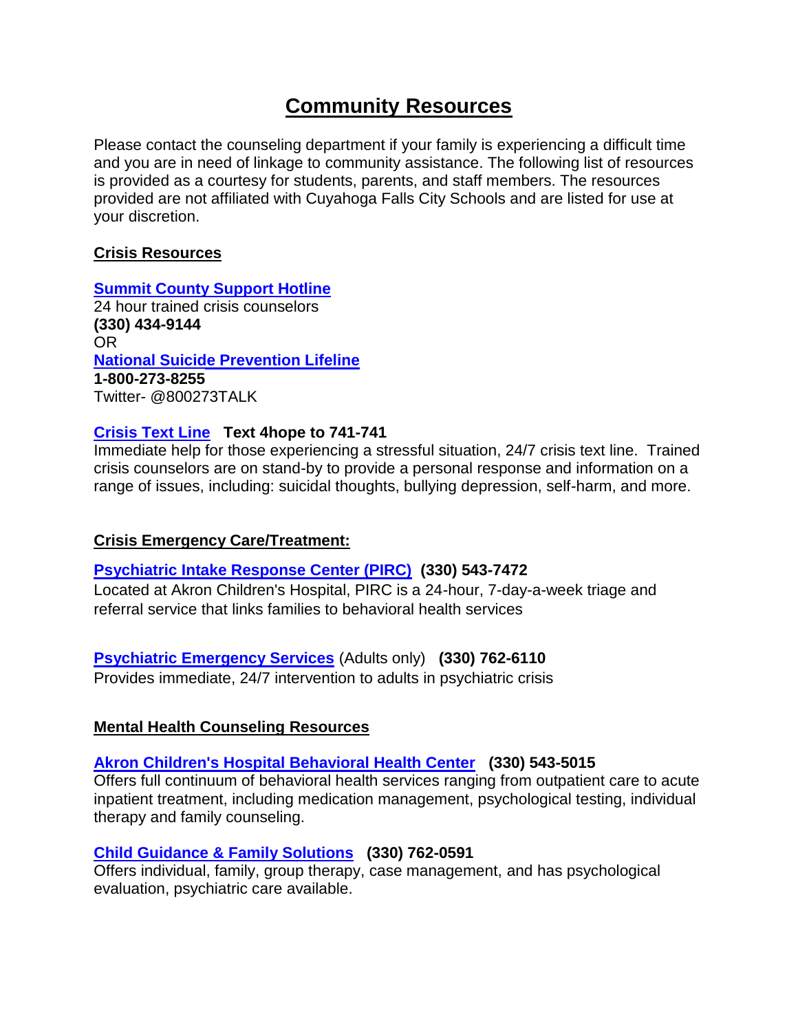# Community Resources

Please contact the counseling department if your family is experiencing a difficult time and you are in need of linkage to community assistance. The following list of resources is provided as a courtesy for students, parents, and staff members. The resources provided are not affiliated with Cuyahoga Falls City Schools and are listed for use at your discretion.

## Crisis Resources

**Summit County Support Hotline**
24 hour trained crisis counselors
**(330) 434-9144**
OR
**National Suicide Prevention Lifeline**
**1-800-273-8255**
Twitter- @800273TALK

**Crisis Text Line** **Text 4hope to 741-741**
Immediate help for those experiencing a stressful situation, 24/7 crisis text line. Trained crisis counselors are on stand-by to provide a personal response and information on a range of issues, including: suicidal thoughts, bullying depression, self-harm, and more.

## Crisis Emergency Care/Treatment:

**Psychiatric Intake Response Center (PIRC)** **(330) 543-7472**
Located at Akron Children's Hospital, PIRC is a 24-hour, 7-day-a-week triage and referral service that links families to behavioral health services

**Psychiatric Emergency Services** (Adults only) **(330) 762-6110**
Provides immediate, 24/7 intervention to adults in psychiatric crisis

## Mental Health Counseling Resources

**Akron Children's Hospital Behavioral Health Center** **(330) 543-5015**
Offers full continuum of behavioral health services ranging from outpatient care to acute inpatient treatment, including medication management, psychological testing, individual therapy and family counseling.

**Child Guidance & Family Solutions** **(330) 762-0591**
Offers individual, family, group therapy, case management, and has psychological evaluation, psychiatric care available.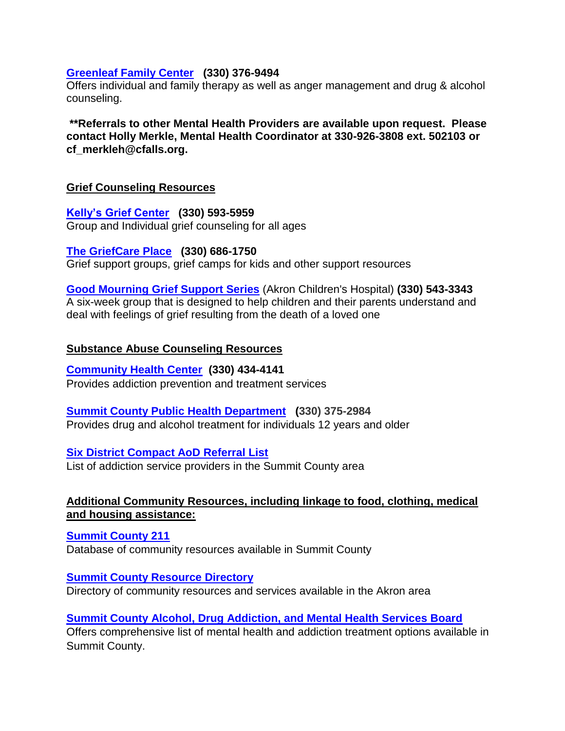**Greenleaf Family Center** **(330) 376-9494**
Offers individual and family therapy as well as anger management and drug & alcohol counseling.

**\*\*Referrals to other Mental Health Providers are available upon request. Please contact Holly Merkle, Mental Health Coordinator at 330-926-3808 ext. 502103 or cf_merkleh@cfalls.org.**

## Grief Counseling Resources

**Kelly's Grief Center** **(330) 593-5959**
Group and Individual grief counseling for all ages

**The GriefCare Place** **(330) 686-1750**
Grief support groups, grief camps for kids and other support resources

**Good Mourning Grief Support Series** (Akron Children's Hospital) **(330) 543-3343**
A six-week group that is designed to help children and their parents understand and deal with feelings of grief resulting from the death of a loved one

## Substance Abuse Counseling Resources

**Community Health Center** **(330) 434-4141**
Provides addiction prevention and treatment services

**Summit County Public Health Department** **(330) 375-2984**
Provides drug and alcohol treatment for individuals 12 years and older

**Six District Compact AoD Referral List**
List of addiction service providers in the Summit County area

## Additional Community Resources, including linkage to food, clothing, medical and housing assistance:

**Summit County 211**
Database of community resources available in Summit County

**Summit County Resource Directory**
Directory of community resources and services available in the Akron area

**Summit County Alcohol, Drug Addiction, and Mental Health Services Board**
Offers comprehensive list of mental health and addiction treatment options available in Summit County.